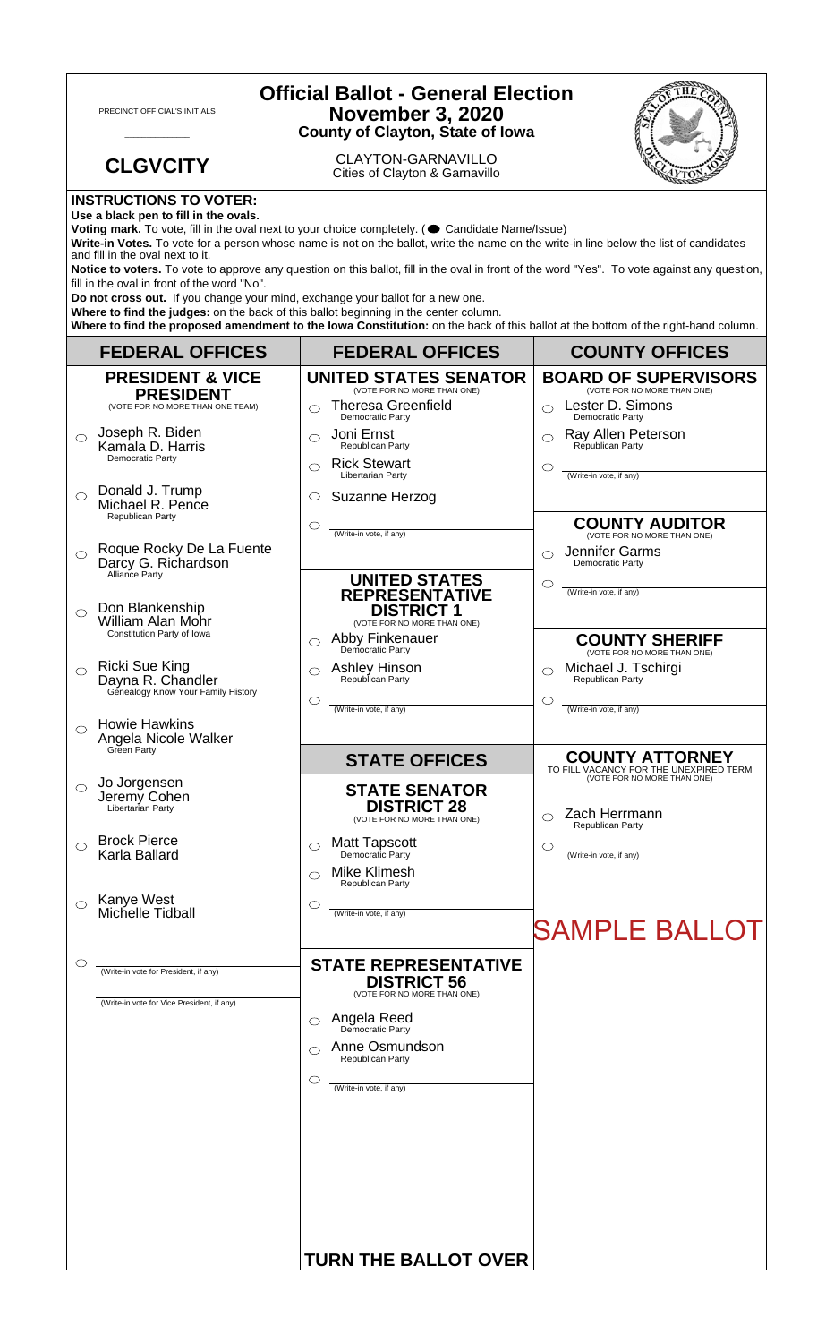PRECINCT OFFICIAL'S INITIALS

___________

**CLGVCITY**

# Official Ballot - General Election
## November 3, 2020
### County of Clayton, State of Iowa

CLAYTON-GARNAVILLO
Cities of Clayton & Garnavillo

**INSTRUCTIONS TO VOTER:**
**Use a black pen to fill in the ovals.**
**Voting mark.** To vote, fill in the oval next to your choice completely. (● Candidate Name/Issue)
**Write-in Votes.** To vote for a person whose name is not on the ballot, write the name on the write-in line below the list of candidates and fill in the oval next to it.
**Notice to voters.** To vote to approve any question on this ballot, fill in the oval in front of the word "Yes". To vote against any question, fill in the oval in front of the word "No".
**Do not cross out.** If you change your mind, exchange your ballot for a new one.
**Where to find the judges:** on the back of this ballot beginning in the center column.
**Where to find the proposed amendment to the Iowa Constitution:** on the back of this ballot at the bottom of the right-hand column.

## FEDERAL OFFICES

### PRESIDENT & VICE PRESIDENT
(VOTE FOR NO MORE THAN ONE TEAM)

- ○ Joseph R. Biden / Kamala D. Harris — Democratic Party
- ○ Donald J. Trump / Michael R. Pence — Republican Party
- ○ Roque Rocky De La Fuente / Darcy G. Richardson — Alliance Party
- ○ Don Blankenship / William Alan Mohr — Constitution Party of Iowa
- ○ Ricki Sue King / Dayna R. Chandler — Genealogy Know Your Family History
- ○ Howie Hawkins / Angela Nicole Walker — Green Party
- ○ Jo Jorgensen / Jeremy Cohen — Libertarian Party
- ○ Brock Pierce / Karla Ballard
- ○ Kanye West / Michelle Tidball
- ○ ________ (Write-in vote for President, if any)
  ________ (Write-in vote for Vice President, if any)

## FEDERAL OFFICES

### UNITED STATES SENATOR
(VOTE FOR NO MORE THAN ONE)

- ○ Theresa Greenfield — Democratic Party
- ○ Joni Ernst — Republican Party
- ○ Rick Stewart — Libertarian Party
- ○ Suzanne Herzog
- ○ ________ (Write-in vote, if any)

### UNITED STATES REPRESENTATIVE DISTRICT 1
(VOTE FOR NO MORE THAN ONE)

- ○ Abby Finkenauer — Democratic Party
- ○ Ashley Hinson — Republican Party
- ○ ________ (Write-in vote, if any)

## STATE OFFICES

### STATE SENATOR DISTRICT 28
(VOTE FOR NO MORE THAN ONE)

- ○ Matt Tapscott — Democratic Party
- ○ Mike Klimesh — Republican Party
- ○ ________ (Write-in vote, if any)

### STATE REPRESENTATIVE DISTRICT 56
(VOTE FOR NO MORE THAN ONE)

- ○ Angela Reed — Democratic Party
- ○ Anne Osmundson — Republican Party
- ○ ________ (Write-in vote, if any)

**TURN THE BALLOT OVER**

## COUNTY OFFICES

### BOARD OF SUPERVISORS
(VOTE FOR NO MORE THAN ONE)

- ○ Lester D. Simons — Democratic Party
- ○ Ray Allen Peterson — Republican Party
- ○ ________ (Write-in vote, if any)

### COUNTY AUDITOR
(VOTE FOR NO MORE THAN ONE)

- ○ Jennifer Garms — Democratic Party
- ○ ________ (Write-in vote, if any)

### COUNTY SHERIFF
(VOTE FOR NO MORE THAN ONE)

- ○ Michael J. Tschirgi — Republican Party
- ○ ________ (Write-in vote, if any)

### COUNTY ATTORNEY
TO FILL VACANCY FOR THE UNEXPIRED TERM
(VOTE FOR NO MORE THAN ONE)

- ○ Zach Herrmann — Republican Party
- ○ ________ (Write-in vote, if any)

SAMPLE BALLOT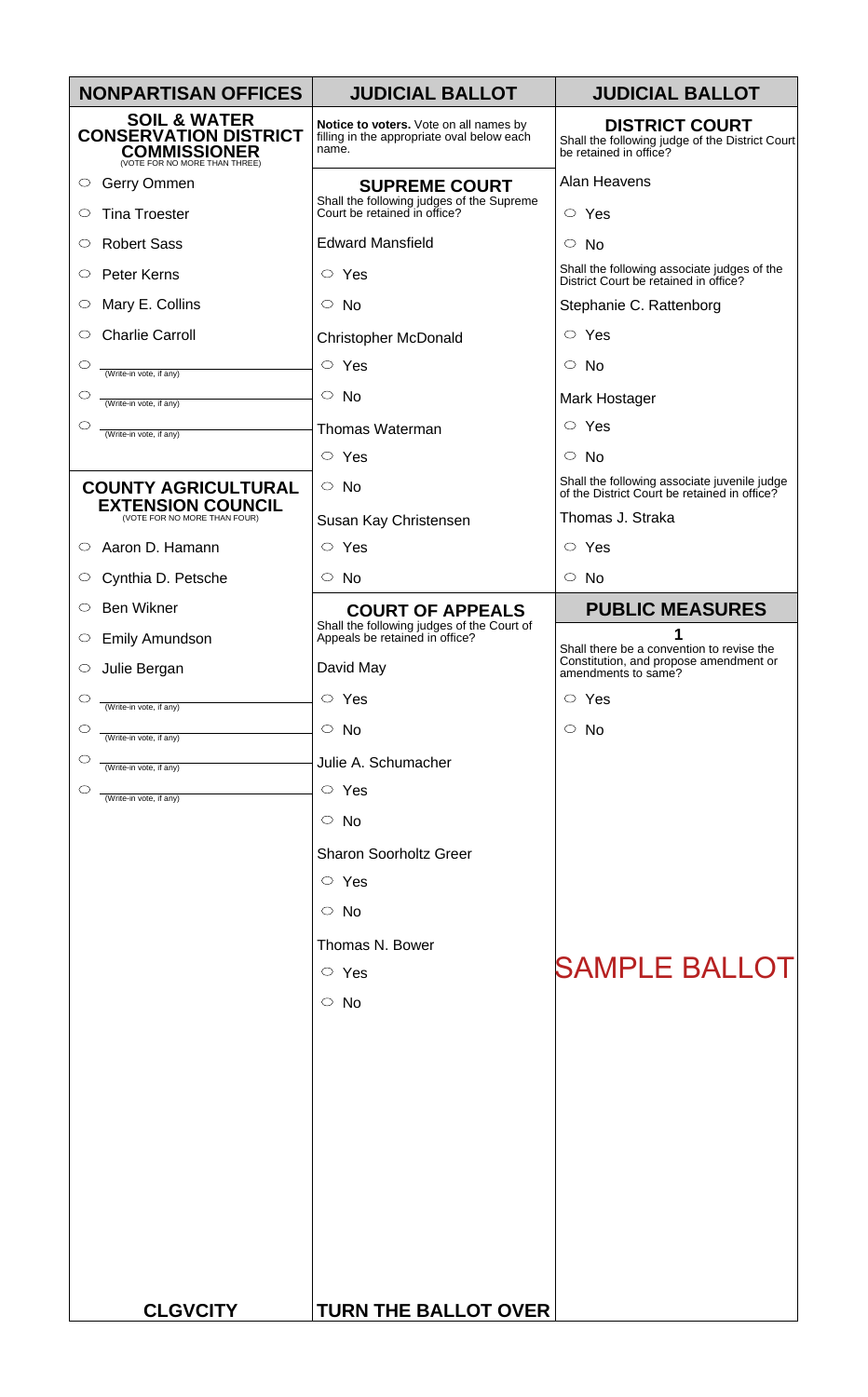## NONPARTISAN OFFICES

### SOIL & WATER CONSERVATION DISTRICT COMMISSIONER
(VOTE FOR NO MORE THAN THREE)

- ○ Gerry Ommen
- ○ Tina Troester
- ○ Robert Sass
- ○ Peter Kerns
- ○ Mary E. Collins
- ○ Charlie Carroll
- ○ ______ (Write-in vote, if any)
- ○ ______ (Write-in vote, if any)
- ○ ______ (Write-in vote, if any)

### COUNTY AGRICULTURAL EXTENSION COUNCIL
(VOTE FOR NO MORE THAN FOUR)

- ○ Aaron D. Hamann
- ○ Cynthia D. Petsche
- ○ Ben Wikner
- ○ Emily Amundson
- ○ Julie Bergan
- ○ ______ (Write-in vote, if any)
- ○ ______ (Write-in vote, if any)
- ○ ______ (Write-in vote, if any)
- ○ ______ (Write-in vote, if any)

CLGVCITY

## JUDICIAL BALLOT

**Notice to voters.** Vote on all names by filling in the appropriate oval below each name.

### SUPREME COURT
Shall the following judges of the Supreme Court be retained in office?

Edward Mansfield
- ○ Yes
- ○ No

Christopher McDonald
- ○ Yes
- ○ No

Thomas Waterman
- ○ Yes
- ○ No

Susan Kay Christensen
- ○ Yes
- ○ No

### COURT OF APPEALS
Shall the following judges of the Court of Appeals be retained in office?

David May
- ○ Yes
- ○ No

Julie A. Schumacher
- ○ Yes
- ○ No

Sharon Soorholtz Greer
- ○ Yes
- ○ No

Thomas N. Bower
- ○ Yes
- ○ No

TURN THE BALLOT OVER

## JUDICIAL BALLOT

### DISTRICT COURT
Shall the following judge of the District Court be retained in office?

Alan Heavens
- ○ Yes
- ○ No

Shall the following associate judges of the District Court be retained in office?

Stephanie C. Rattenborg
- ○ Yes
- ○ No

Mark Hostager
- ○ Yes
- ○ No

Shall the following associate juvenile judge of the District Court be retained in office?

Thomas J. Straka
- ○ Yes
- ○ No

## PUBLIC MEASURES

### 1
Shall there be a convention to revise the Constitution, and propose amendment or amendments to same?

- ○ Yes
- ○ No

SAMPLE BALLOT